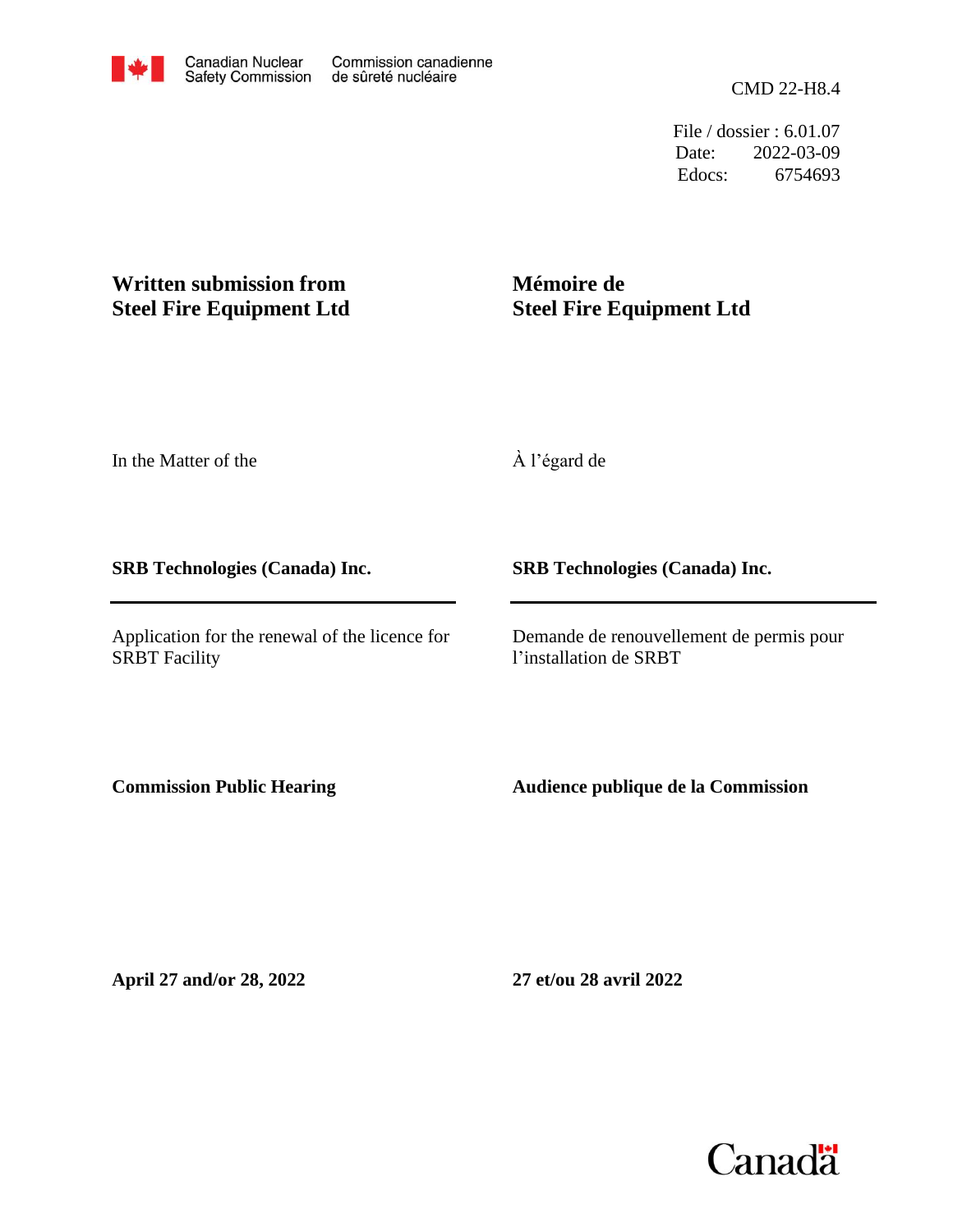Canadian Nuclear Safety Commission / Commission canadienne de sûreté nucléaire

CMD 22-H8.4

File / dossier : 6.01.07
Date: 2022-03-09
Edocs: 6754693

**Written submission from Steel Fire Equipment Ltd**

**Mémoire de Steel Fire Equipment Ltd**

In the Matter of the

À l'égard de

**SRB Technologies (Canada) Inc.**

**SRB Technologies (Canada) Inc.**

Application for the renewal of the licence for SRBT Facility

Demande de renouvellement de permis pour l'installation de SRBT

**Commission Public Hearing**

**Audience publique de la Commission**

**April 27 and/or 28, 2022**

**27 et/ou 28 avril 2022**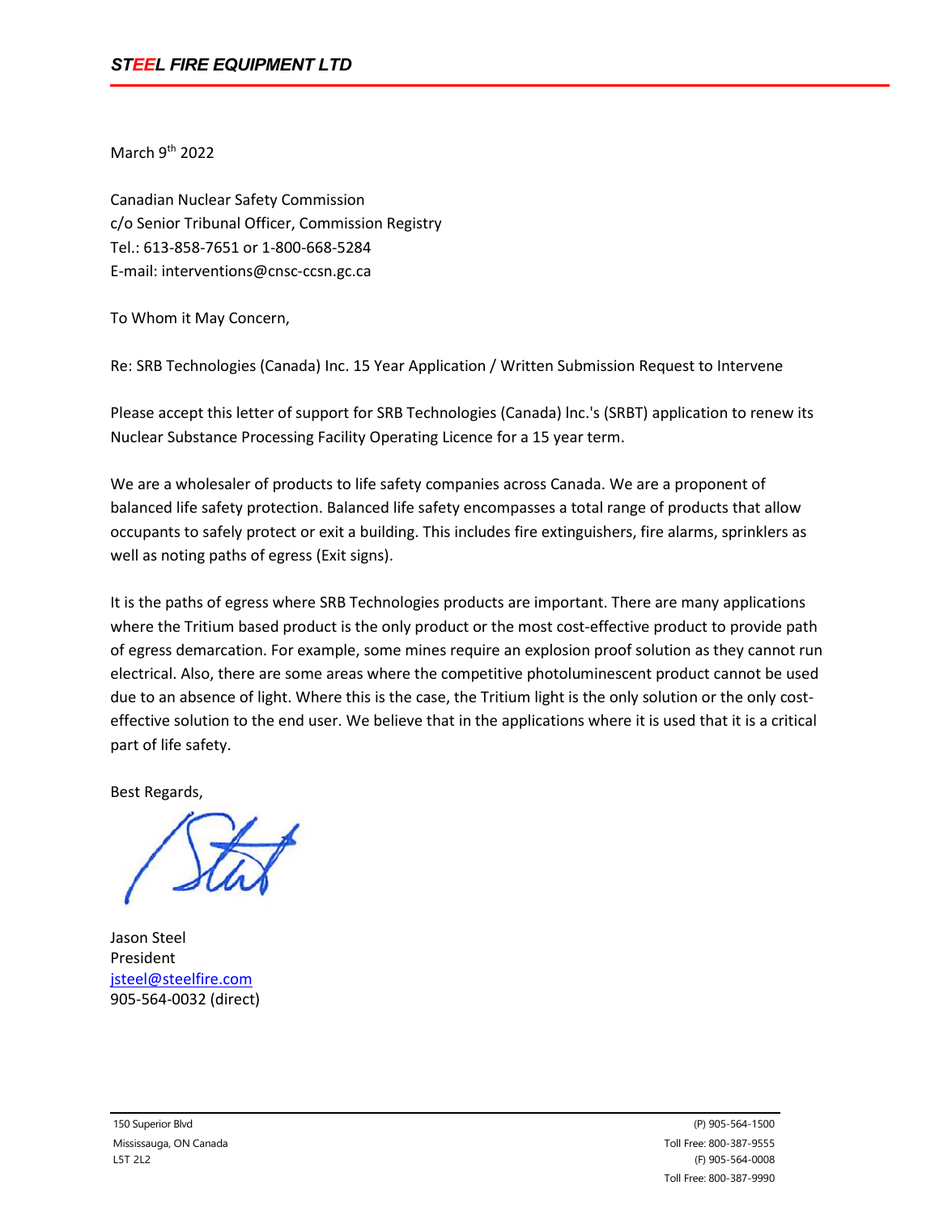***STEEL FIRE EQUIPMENT LTD***

March 9th 2022

Canadian Nuclear Safety Commission
c/o Senior Tribunal Officer, Commission Registry
Tel.: 613-858-7651 or 1-800-668-5284
E-mail: interventions@cnsc-ccsn.gc.ca

To Whom it May Concern,

Re: SRB Technologies (Canada) Inc. 15 Year Application / Written Submission Request to Intervene

Please accept this letter of support for SRB Technologies (Canada) lnc.'s (SRBT) application to renew its Nuclear Substance Processing Facility Operating Licence for a 15 year term.

We are a wholesaler of products to life safety companies across Canada. We are a proponent of balanced life safety protection. Balanced life safety encompasses a total range of products that allow occupants to safely protect or exit a building. This includes fire extinguishers, fire alarms, sprinklers as well as noting paths of egress (Exit signs).

It is the paths of egress where SRB Technologies products are important. There are many applications where the Tritium based product is the only product or the most cost-effective product to provide path of egress demarcation. For example, some mines require an explosion proof solution as they cannot run electrical. Also, there are some areas where the competitive photoluminescent product cannot be used due to an absence of light. Where this is the case, the Tritium light is the only solution or the only cost-effective solution to the end user. We believe that in the applications where it is used that it is a critical part of life safety.

Best Regards,

Jason Steel
President
jsteel@steelfire.com
905-564-0032 (direct)

150 Superior Blvd
Mississauga, ON Canada
L5T 2L2

(P) 905-564-1500
Toll Free: 800-387-9555
(F) 905-564-0008
Toll Free: 800-387-9990